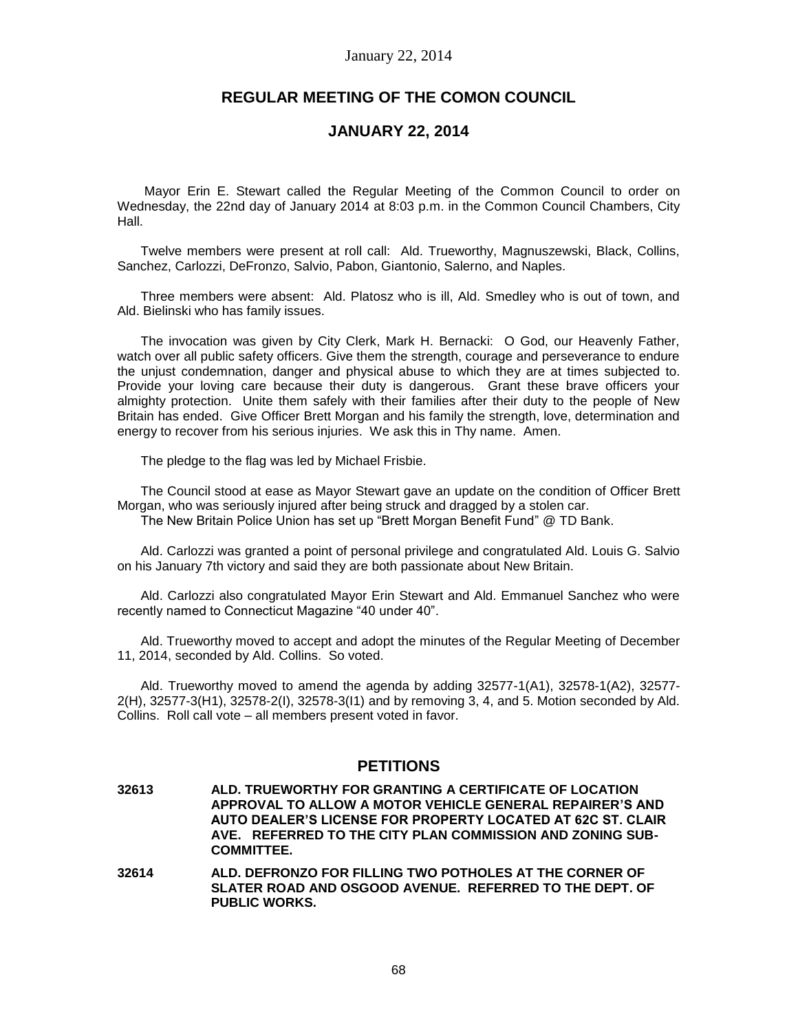## REGULAR MEETING OF THE COMON COUNCIL

## JANUARY 22, 2014

Mayor Erin E. Stewart called the Regular Meeting of the Common Council to order on Wednesday, the 22nd day of January 2014 at 8:03 p.m. in the Common Council Chambers, City Hall.

Twelve members were present at roll call: Ald. Trueworthy, Magnuszewski, Black, Collins, Sanchez, Carlozzi, DeFronzo, Salvio, Pabon, Giantonio, Salerno, and Naples.

Three members were absent: Ald. Platosz who is ill, Ald. Smedley who is out of town, and Ald. Bielinski who has family issues.

The invocation was given by City Clerk, Mark H. Bernacki: O God, our Heavenly Father, watch over all public safety officers. Give them the strength, courage and perseverance to endure the unjust condemnation, danger and physical abuse to which they are at times subjected to. Provide your loving care because their duty is dangerous. Grant these brave officers your almighty protection. Unite them safely with their families after their duty to the people of New Britain has ended. Give Officer Brett Morgan and his family the strength, love, determination and energy to recover from his serious injuries. We ask this in Thy name. Amen.

The pledge to the flag was led by Michael Frisbie.

The Council stood at ease as Mayor Stewart gave an update on the condition of Officer Brett Morgan, who was seriously injured after being struck and dragged by a stolen car.
The New Britain Police Union has set up "Brett Morgan Benefit Fund" @ TD Bank.

Ald. Carlozzi was granted a point of personal privilege and congratulated Ald. Louis G. Salvio on his January 7th victory and said they are both passionate about New Britain.

Ald. Carlozzi also congratulated Mayor Erin Stewart and Ald. Emmanuel Sanchez who were recently named to Connecticut Magazine "40 under 40".

Ald. Trueworthy moved to accept and adopt the minutes of the Regular Meeting of December 11, 2014, seconded by Ald. Collins. So voted.

Ald. Trueworthy moved to amend the agenda by adding 32577-1(A1), 32578-1(A2), 32577-2(H), 32577-3(H1), 32578-2(I), 32578-3(I1) and by removing 3, 4, and 5. Motion seconded by Ald. Collins. Roll call vote – all members present voted in favor.

## PETITIONS

**32613 ALD. TRUEWORTHY FOR GRANTING A CERTIFICATE OF LOCATION APPROVAL TO ALLOW A MOTOR VEHICLE GENERAL REPAIRER'S AND AUTO DEALER'S LICENSE FOR PROPERTY LOCATED AT 62C ST. CLAIR AVE. REFERRED TO THE CITY PLAN COMMISSION AND ZONING SUB-COMMITTEE.**

**32614 ALD. DEFRONZO FOR FILLING TWO POTHOLES AT THE CORNER OF SLATER ROAD AND OSGOOD AVENUE. REFERRED TO THE DEPT. OF PUBLIC WORKS.**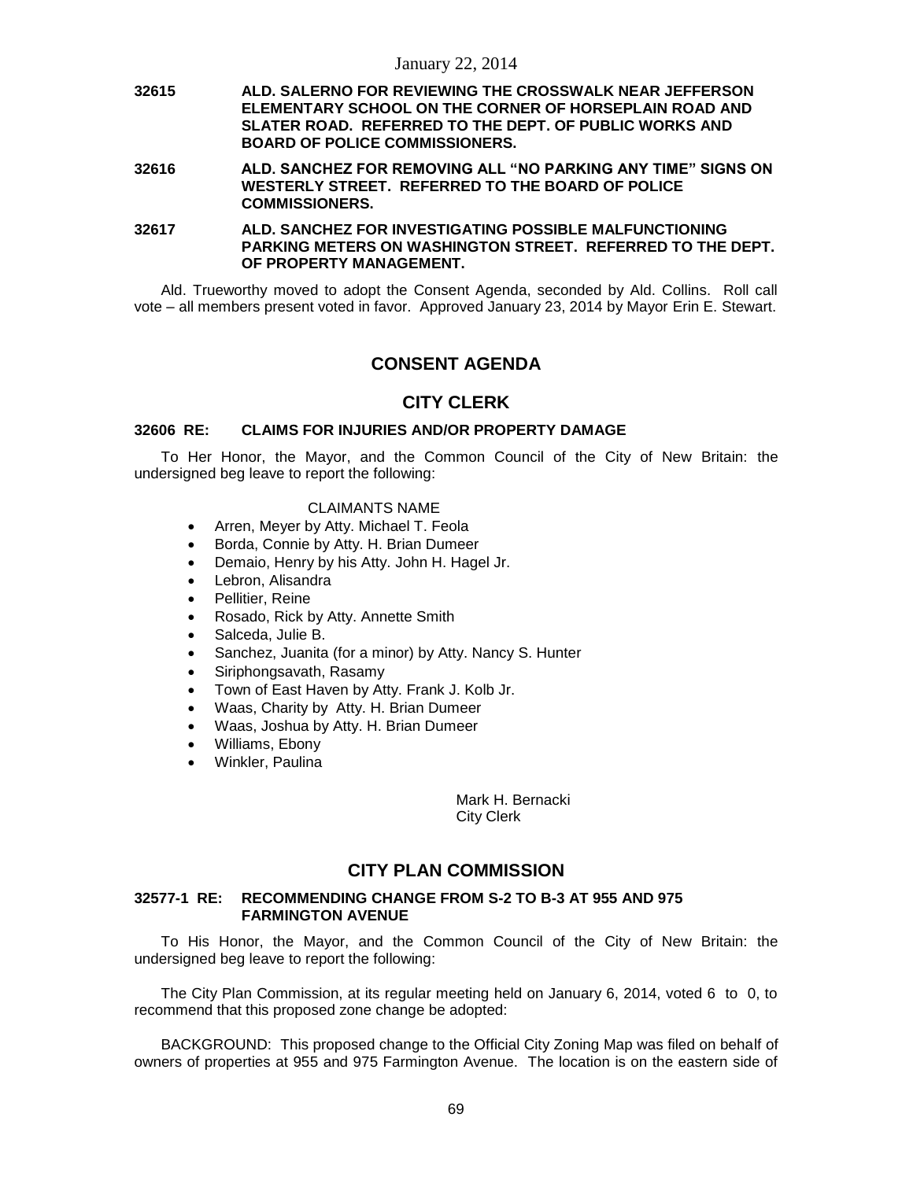**32615 ALD. SALERNO FOR REVIEWING THE CROSSWALK NEAR JEFFERSON ELEMENTARY SCHOOL ON THE CORNER OF HORSEPLAIN ROAD AND SLATER ROAD. REFERRED TO THE DEPT. OF PUBLIC WORKS AND BOARD OF POLICE COMMISSIONERS.**

**32616 ALD. SANCHEZ FOR REMOVING ALL "NO PARKING ANY TIME" SIGNS ON WESTERLY STREET. REFERRED TO THE BOARD OF POLICE COMMISSIONERS.**

**32617 ALD. SANCHEZ FOR INVESTIGATING POSSIBLE MALFUNCTIONING PARKING METERS ON WASHINGTON STREET. REFERRED TO THE DEPT. OF PROPERTY MANAGEMENT.**

Ald. Trueworthy moved to adopt the Consent Agenda, seconded by Ald. Collins. Roll call vote – all members present voted in favor. Approved January 23, 2014 by Mayor Erin E. Stewart.

## CONSENT AGENDA

## CITY CLERK

### 32606 RE: CLAIMS FOR INJURIES AND/OR PROPERTY DAMAGE

To Her Honor, the Mayor, and the Common Council of the City of New Britain: the undersigned beg leave to report the following:

CLAIMANTS NAME

- Arren, Meyer by Atty. Michael T. Feola
- Borda, Connie by Atty. H. Brian Dumeer
- Demaio, Henry by his Atty. John H. Hagel Jr.
- Lebron, Alisandra
- Pellitier, Reine
- Rosado, Rick by Atty. Annette Smith
- Salceda, Julie B.
- Sanchez, Juanita (for a minor) by Atty. Nancy S. Hunter
- Siriphongsavath, Rasamy
- Town of East Haven by Atty. Frank J. Kolb Jr.
- Waas, Charity by Atty. H. Brian Dumeer
- Waas, Joshua by Atty. H. Brian Dumeer
- Williams, Ebony
- Winkler, Paulina

Mark H. Bernacki
City Clerk

## CITY PLAN COMMISSION

### 32577-1 RE: RECOMMENDING CHANGE FROM S-2 TO B-3 AT 955 AND 975 FARMINGTON AVENUE

To His Honor, the Mayor, and the Common Council of the City of New Britain: the undersigned beg leave to report the following:

The City Plan Commission, at its regular meeting held on January 6, 2014, voted 6 to 0, to recommend that this proposed zone change be adopted:

BACKGROUND: This proposed change to the Official City Zoning Map was filed on behalf of owners of properties at 955 and 975 Farmington Avenue. The location is on the eastern side of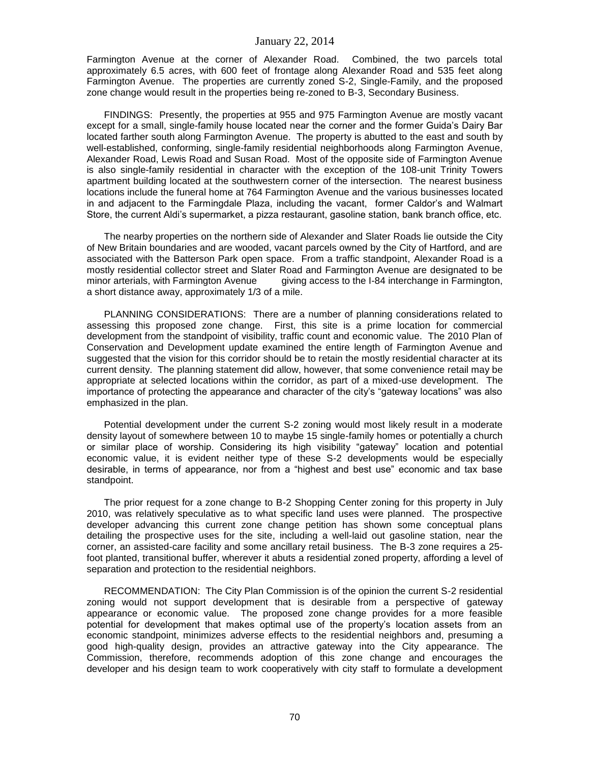Farmington Avenue at the corner of Alexander Road. Combined, the two parcels total approximately 6.5 acres, with 600 feet of frontage along Alexander Road and 535 feet along Farmington Avenue. The properties are currently zoned S-2, Single-Family, and the proposed zone change would result in the properties being re-zoned to B-3, Secondary Business.

FINDINGS: Presently, the properties at 955 and 975 Farmington Avenue are mostly vacant except for a small, single-family house located near the corner and the former Guida's Dairy Bar located farther south along Farmington Avenue. The property is abutted to the east and south by well-established, conforming, single-family residential neighborhoods along Farmington Avenue, Alexander Road, Lewis Road and Susan Road. Most of the opposite side of Farmington Avenue is also single-family residential in character with the exception of the 108-unit Trinity Towers apartment building located at the southwestern corner of the intersection. The nearest business locations include the funeral home at 764 Farmington Avenue and the various businesses located in and adjacent to the Farmingdale Plaza, including the vacant, former Caldor's and Walmart Store, the current Aldi's supermarket, a pizza restaurant, gasoline station, bank branch office, etc.

The nearby properties on the northern side of Alexander and Slater Roads lie outside the City of New Britain boundaries and are wooded, vacant parcels owned by the City of Hartford, and are associated with the Batterson Park open space. From a traffic standpoint, Alexander Road is a mostly residential collector street and Slater Road and Farmington Avenue are designated to be minor arterials, with Farmington Avenue giving access to the I-84 interchange in Farmington, a short distance away, approximately 1/3 of a mile.

PLANNING CONSIDERATIONS: There are a number of planning considerations related to assessing this proposed zone change. First, this site is a prime location for commercial development from the standpoint of visibility, traffic count and economic value. The 2010 Plan of Conservation and Development update examined the entire length of Farmington Avenue and suggested that the vision for this corridor should be to retain the mostly residential character at its current density. The planning statement did allow, however, that some convenience retail may be appropriate at selected locations within the corridor, as part of a mixed-use development. The importance of protecting the appearance and character of the city's "gateway locations" was also emphasized in the plan.

Potential development under the current S-2 zoning would most likely result in a moderate density layout of somewhere between 10 to maybe 15 single-family homes or potentially a church or similar place of worship. Considering its high visibility "gateway" location and potential economic value, it is evident neither type of these S-2 developments would be especially desirable, in terms of appearance, nor from a "highest and best use" economic and tax base standpoint.

The prior request for a zone change to B-2 Shopping Center zoning for this property in July 2010, was relatively speculative as to what specific land uses were planned. The prospective developer advancing this current zone change petition has shown some conceptual plans detailing the prospective uses for the site, including a well-laid out gasoline station, near the corner, an assisted-care facility and some ancillary retail business. The B-3 zone requires a 25-foot planted, transitional buffer, wherever it abuts a residential zoned property, affording a level of separation and protection to the residential neighbors.

RECOMMENDATION: The City Plan Commission is of the opinion the current S-2 residential zoning would not support development that is desirable from a perspective of gateway appearance or economic value. The proposed zone change provides for a more feasible potential for development that makes optimal use of the property's location assets from an economic standpoint, minimizes adverse effects to the residential neighbors and, presuming a good high-quality design, provides an attractive gateway into the City appearance. The Commission, therefore, recommends adoption of this zone change and encourages the developer and his design team to work cooperatively with city staff to formulate a development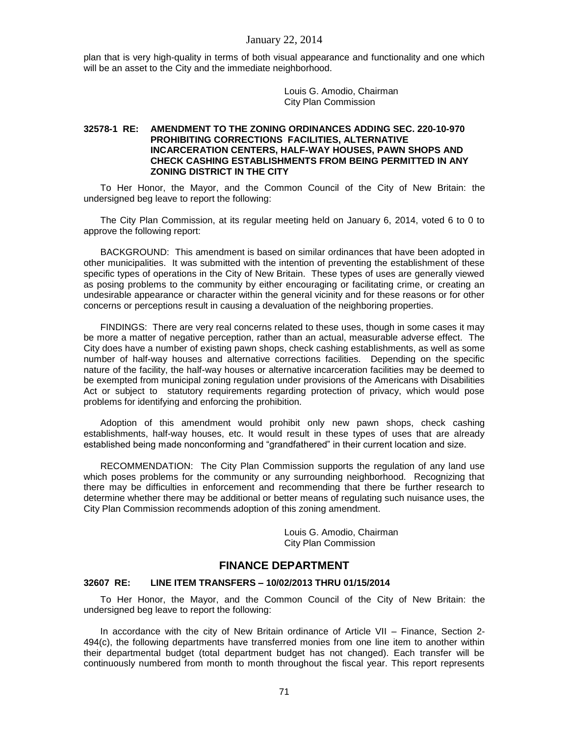plan that is very high-quality in terms of both visual appearance and functionality and one which will be an asset to the City and the immediate neighborhood.

Louis G. Amodio, Chairman
City Plan Commission

#### 32578-1 RE: AMENDMENT TO THE ZONING ORDINANCES ADDING SEC. 220-10-970 PROHIBITING CORRECTIONS FACILITIES, ALTERNATIVE INCARCERATION CENTERS, HALF-WAY HOUSES, PAWN SHOPS AND CHECK CASHING ESTABLISHMENTS FROM BEING PERMITTED IN ANY ZONING DISTRICT IN THE CITY

To Her Honor, the Mayor, and the Common Council of the City of New Britain: the undersigned beg leave to report the following:

The City Plan Commission, at its regular meeting held on January 6, 2014, voted 6 to 0 to approve the following report:

BACKGROUND: This amendment is based on similar ordinances that have been adopted in other municipalities. It was submitted with the intention of preventing the establishment of these specific types of operations in the City of New Britain. These types of uses are generally viewed as posing problems to the community by either encouraging or facilitating crime, or creating an undesirable appearance or character within the general vicinity and for these reasons or for other concerns or perceptions result in causing a devaluation of the neighboring properties.

FINDINGS: There are very real concerns related to these uses, though in some cases it may be more a matter of negative perception, rather than an actual, measurable adverse effect. The City does have a number of existing pawn shops, check cashing establishments, as well as some number of half-way houses and alternative corrections facilities. Depending on the specific nature of the facility, the half-way houses or alternative incarceration facilities may be deemed to be exempted from municipal zoning regulation under provisions of the Americans with Disabilities Act or subject to statutory requirements regarding protection of privacy, which would pose problems for identifying and enforcing the prohibition.

Adoption of this amendment would prohibit only new pawn shops, check cashing establishments, half-way houses, etc. It would result in these types of uses that are already established being made nonconforming and "grandfathered" in their current location and size.

RECOMMENDATION: The City Plan Commission supports the regulation of any land use which poses problems for the community or any surrounding neighborhood. Recognizing that there may be difficulties in enforcement and recommending that there be further research to determine whether there may be additional or better means of regulating such nuisance uses, the City Plan Commission recommends adoption of this zoning amendment.

Louis G. Amodio, Chairman
City Plan Commission

## FINANCE DEPARTMENT

#### 32607 RE: LINE ITEM TRANSFERS – 10/02/2013 THRU 01/15/2014

To Her Honor, the Mayor, and the Common Council of the City of New Britain: the undersigned beg leave to report the following:

In accordance with the city of New Britain ordinance of Article VII – Finance, Section 2-494(c), the following departments have transferred monies from one line item to another within their departmental budget (total department budget has not changed). Each transfer will be continuously numbered from month to month throughout the fiscal year. This report represents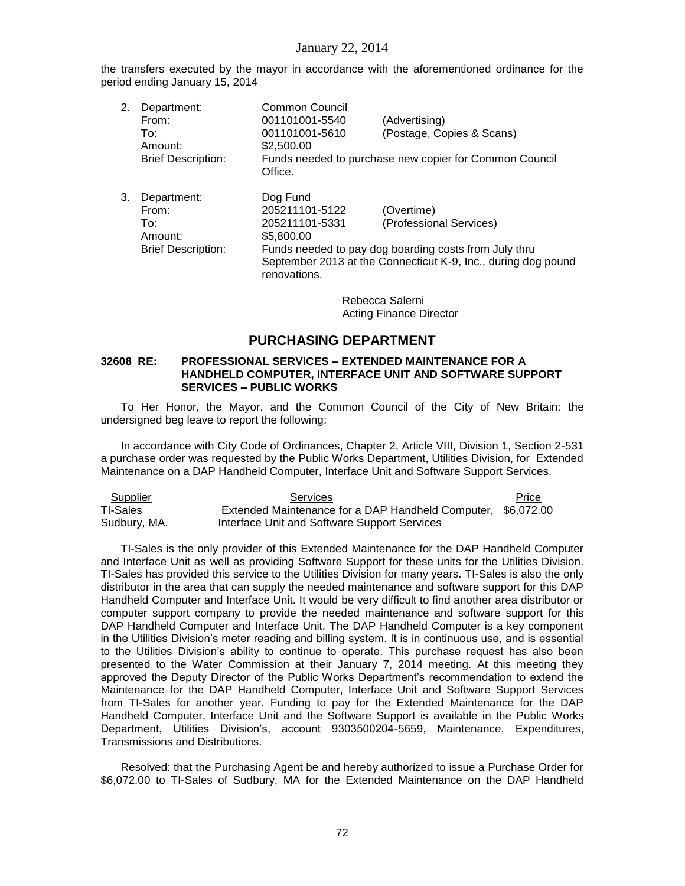the transfers executed by the mayor in accordance with the aforementioned ordinance for the period ending January 15, 2014

2. Department: Common Council
   From: 001101001-5540 (Advertising)
   To: 001101001-5610 (Postage, Copies & Scans)
   Amount: $2,500.00
   Brief Description: Funds needed to purchase new copier for Common Council Office.

3. Department: Dog Fund
   From: 205211101-5122 (Overtime)
   To: 205211101-5331 (Professional Services)
   Amount: $5,800.00
   Brief Description: Funds needed to pay dog boarding costs from July thru September 2013 at the Connecticut K-9, Inc., during dog pound renovations.

Rebecca Salerni
Acting Finance Director

## PURCHASING DEPARTMENT

**32608 RE: PROFESSIONAL SERVICES – EXTENDED MAINTENANCE FOR A HANDHELD COMPUTER, INTERFACE UNIT AND SOFTWARE SUPPORT SERVICES – PUBLIC WORKS**

To Her Honor, the Mayor, and the Common Council of the City of New Britain: the undersigned beg leave to report the following:

In accordance with City Code of Ordinances, Chapter 2, Article VIII, Division 1, Section 2-531 a purchase order was requested by the Public Works Department, Utilities Division, for Extended Maintenance on a DAP Handheld Computer, Interface Unit and Software Support Services.

| Supplier | Services | Price |
|---|---|---|
| TI-Sales Sudbury, MA. | Extended Maintenance for a DAP Handheld Computer, Interface Unit and Software Support Services | $6,072.00 |

TI-Sales is the only provider of this Extended Maintenance for the DAP Handheld Computer and Interface Unit as well as providing Software Support for these units for the Utilities Division. TI-Sales has provided this service to the Utilities Division for many years. TI-Sales is also the only distributor in the area that can supply the needed maintenance and software support for this DAP Handheld Computer and Interface Unit. It would be very difficult to find another area distributor or computer support company to provide the needed maintenance and software support for this DAP Handheld Computer and Interface Unit. The DAP Handheld Computer is a key component in the Utilities Division's meter reading and billing system. It is in continuous use, and is essential to the Utilities Division's ability to continue to operate. This purchase request has also been presented to the Water Commission at their January 7, 2014 meeting. At this meeting they approved the Deputy Director of the Public Works Department's recommendation to extend the Maintenance for the DAP Handheld Computer, Interface Unit and Software Support Services from TI-Sales for another year. Funding to pay for the Extended Maintenance for the DAP Handheld Computer, Interface Unit and the Software Support is available in the Public Works Department, Utilities Division's, account 9303500204-5659, Maintenance, Expenditures, Transmissions and Distributions.

Resolved: that the Purchasing Agent be and hereby authorized to issue a Purchase Order for $6,072.00 to TI-Sales of Sudbury, MA for the Extended Maintenance on the DAP Handheld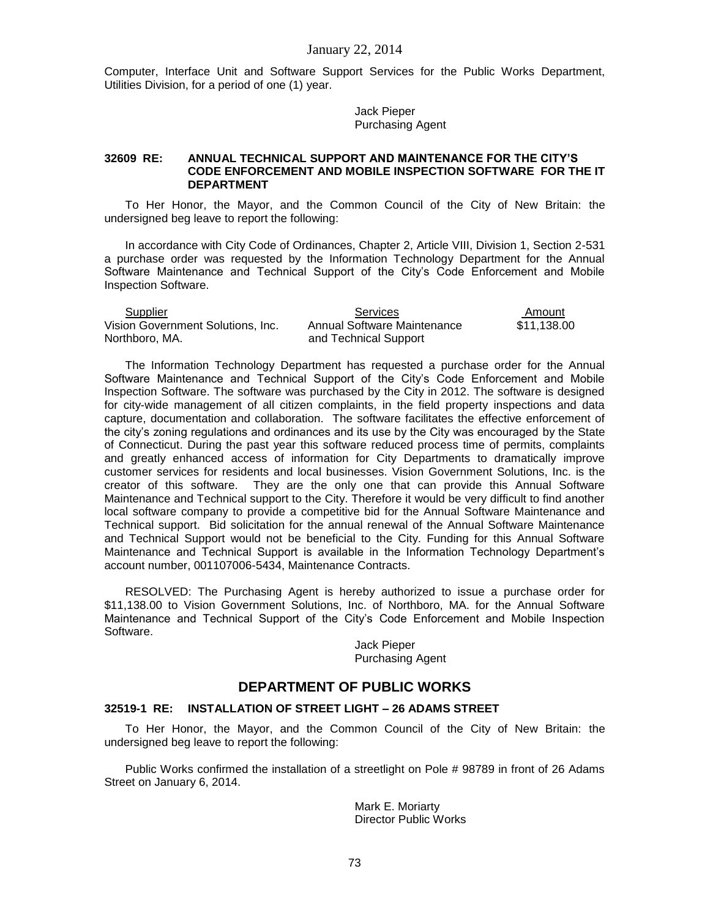Computer, Interface Unit and Software Support Services for the Public Works Department, Utilities Division, for a period of one (1) year.

Jack Pieper
Purchasing Agent

#### 32609 RE: ANNUAL TECHNICAL SUPPORT AND MAINTENANCE FOR THE CITY'S CODE ENFORCEMENT AND MOBILE INSPECTION SOFTWARE FOR THE IT DEPARTMENT

To Her Honor, the Mayor, and the Common Council of the City of New Britain: the undersigned beg leave to report the following:

In accordance with City Code of Ordinances, Chapter 2, Article VIII, Division 1, Section 2-531 a purchase order was requested by the Information Technology Department for the Annual Software Maintenance and Technical Support of the City's Code Enforcement and Mobile Inspection Software.

| Supplier | Services | Amount |
|---|---|---|
| Vision Government Solutions, Inc. Northboro, MA. | Annual Software Maintenance and Technical Support | \$11,138.00 |

The Information Technology Department has requested a purchase order for the Annual Software Maintenance and Technical Support of the City's Code Enforcement and Mobile Inspection Software. The software was purchased by the City in 2012. The software is designed for city-wide management of all citizen complaints, in the field property inspections and data capture, documentation and collaboration. The software facilitates the effective enforcement of the city's zoning regulations and ordinances and its use by the City was encouraged by the State of Connecticut. During the past year this software reduced process time of permits, complaints and greatly enhanced access of information for City Departments to dramatically improve customer services for residents and local businesses. Vision Government Solutions, Inc. is the creator of this software. They are the only one that can provide this Annual Software Maintenance and Technical support to the City. Therefore it would be very difficult to find another local software company to provide a competitive bid for the Annual Software Maintenance and Technical support. Bid solicitation for the annual renewal of the Annual Software Maintenance and Technical Support would not be beneficial to the City. Funding for this Annual Software Maintenance and Technical Support is available in the Information Technology Department's account number, 001107006-5434, Maintenance Contracts.

RESOLVED: The Purchasing Agent is hereby authorized to issue a purchase order for \$11,138.00 to Vision Government Solutions, Inc. of Northboro, MA. for the Annual Software Maintenance and Technical Support of the City's Code Enforcement and Mobile Inspection Software.

Jack Pieper
Purchasing Agent

## DEPARTMENT OF PUBLIC WORKS

#### 32519-1 RE: INSTALLATION OF STREET LIGHT – 26 ADAMS STREET

To Her Honor, the Mayor, and the Common Council of the City of New Britain: the undersigned beg leave to report the following:

Public Works confirmed the installation of a streetlight on Pole # 98789 in front of 26 Adams Street on January 6, 2014.

Mark E. Moriarty
Director Public Works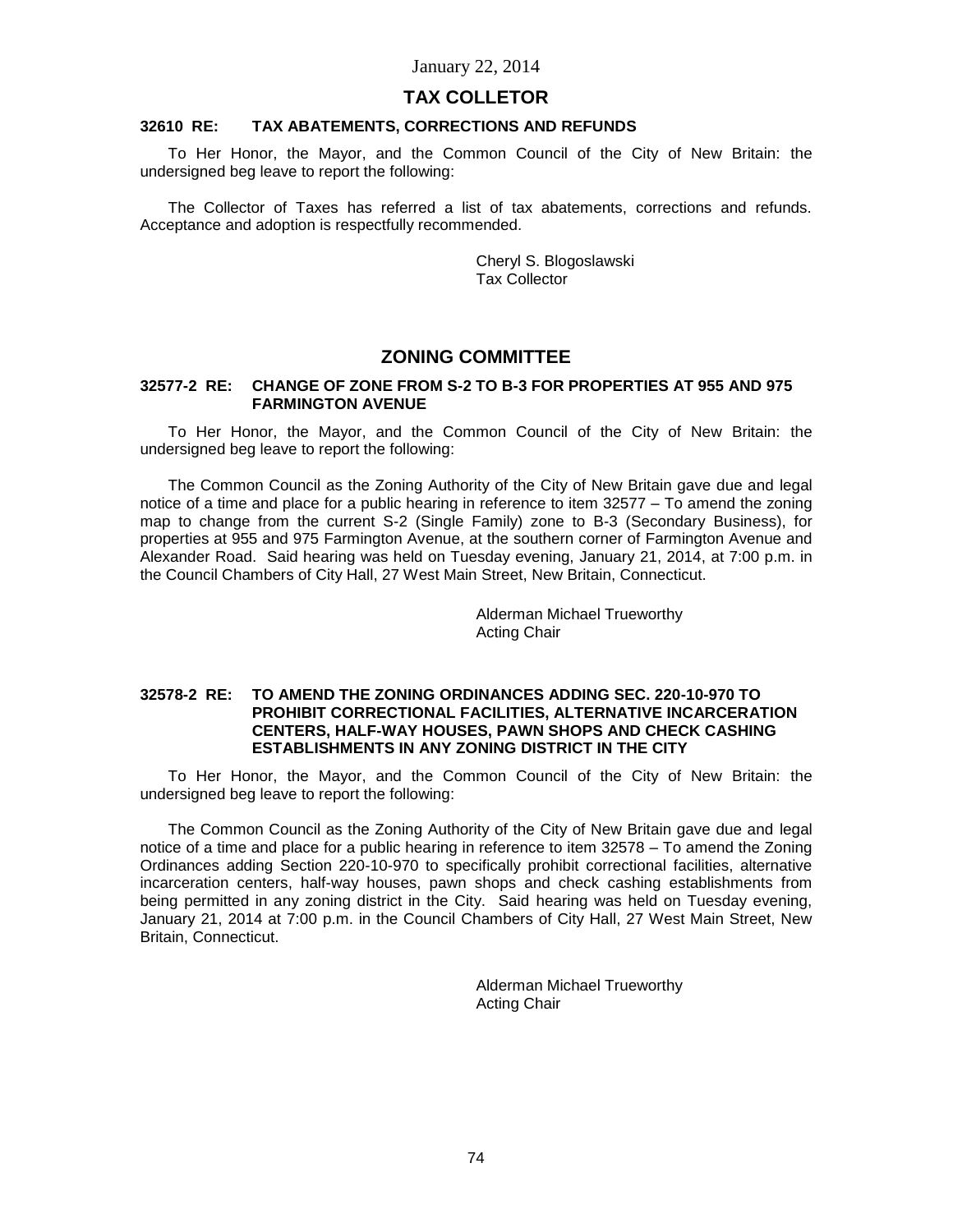January 22, 2014

## TAX COLLETOR

### 32610 RE: TAX ABATEMENTS, CORRECTIONS AND REFUNDS

To Her Honor, the Mayor, and the Common Council of the City of New Britain: the undersigned beg leave to report the following:

The Collector of Taxes has referred a list of tax abatements, corrections and refunds. Acceptance and adoption is respectfully recommended.

Cheryl S. Blogoslawski
Tax Collector

## ZONING COMMITTEE

### 32577-2 RE: CHANGE OF ZONE FROM S-2 TO B-3 FOR PROPERTIES AT 955 AND 975 FARMINGTON AVENUE

To Her Honor, the Mayor, and the Common Council of the City of New Britain: the undersigned beg leave to report the following:

The Common Council as the Zoning Authority of the City of New Britain gave due and legal notice of a time and place for a public hearing in reference to item 32577 – To amend the zoning map to change from the current S-2 (Single Family) zone to B-3 (Secondary Business), for properties at 955 and 975 Farmington Avenue, at the southern corner of Farmington Avenue and Alexander Road. Said hearing was held on Tuesday evening, January 21, 2014, at 7:00 p.m. in the Council Chambers of City Hall, 27 West Main Street, New Britain, Connecticut.

Alderman Michael Trueworthy
Acting Chair

### 32578-2 RE: TO AMEND THE ZONING ORDINANCES ADDING SEC. 220-10-970 TO PROHIBIT CORRECTIONAL FACILITIES, ALTERNATIVE INCARCERATION CENTERS, HALF-WAY HOUSES, PAWN SHOPS AND CHECK CASHING ESTABLISHMENTS IN ANY ZONING DISTRICT IN THE CITY

To Her Honor, the Mayor, and the Common Council of the City of New Britain: the undersigned beg leave to report the following:

The Common Council as the Zoning Authority of the City of New Britain gave due and legal notice of a time and place for a public hearing in reference to item 32578 – To amend the Zoning Ordinances adding Section 220-10-970 to specifically prohibit correctional facilities, alternative incarceration centers, half-way houses, pawn shops and check cashing establishments from being permitted in any zoning district in the City. Said hearing was held on Tuesday evening, January 21, 2014 at 7:00 p.m. in the Council Chambers of City Hall, 27 West Main Street, New Britain, Connecticut.

Alderman Michael Trueworthy
Acting Chair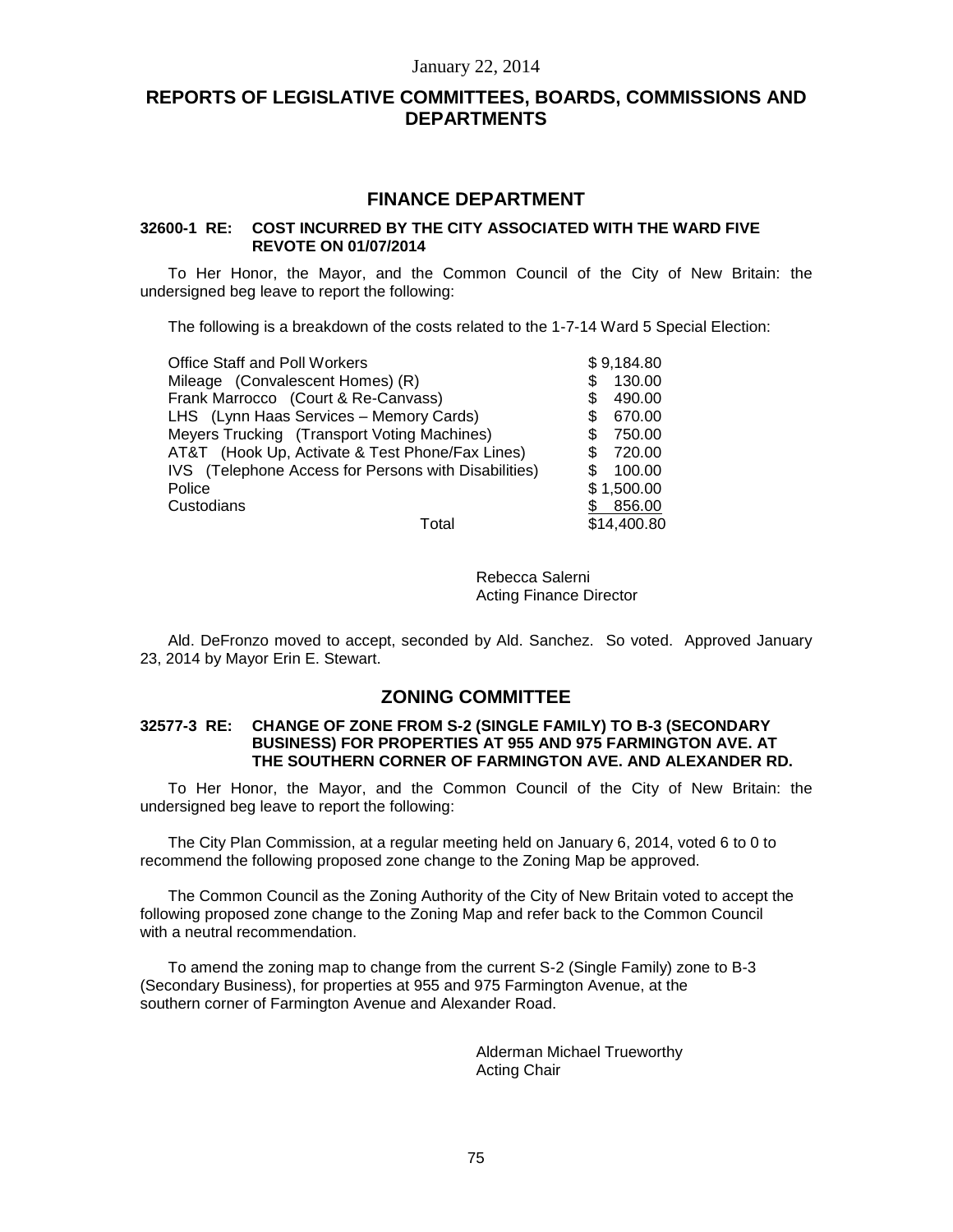January 22, 2014

## REPORTS OF LEGISLATIVE COMMITTEES, BOARDS, COMMISSIONS AND DEPARTMENTS

## FINANCE DEPARTMENT

### 32600-1 RE: COST INCURRED BY THE CITY ASSOCIATED WITH THE WARD FIVE REVOTE ON 01/07/2014

To Her Honor, the Mayor, and the Common Council of the City of New Britain: the undersigned beg leave to report the following:

The following is a breakdown of the costs related to the 1-7-14 Ward 5 Special Election:

| | |
|---|---|
| Office Staff and Poll Workers | $ 9,184.80 |
| Mileage (Convalescent Homes) (R) | $ 130.00 |
| Frank Marrocco (Court & Re-Canvass) | $ 490.00 |
| LHS (Lynn Haas Services – Memory Cards) | $ 670.00 |
| Meyers Trucking (Transport Voting Machines) | $ 750.00 |
| AT&T (Hook Up, Activate & Test Phone/Fax Lines) | $ 720.00 |
| IVS (Telephone Access for Persons with Disabilities) | $ 100.00 |
| Police | $ 1,500.00 |
| Custodians | $ 856.00 |
| Total | $14,400.80 |

Rebecca Salerni
Acting Finance Director

Ald. DeFronzo moved to accept, seconded by Ald. Sanchez. So voted. Approved January 23, 2014 by Mayor Erin E. Stewart.

## ZONING COMMITTEE

### 32577-3 RE: CHANGE OF ZONE FROM S-2 (SINGLE FAMILY) TO B-3 (SECONDARY BUSINESS) FOR PROPERTIES AT 955 AND 975 FARMINGTON AVE. AT THE SOUTHERN CORNER OF FARMINGTON AVE. AND ALEXANDER RD.

To Her Honor, the Mayor, and the Common Council of the City of New Britain: the undersigned beg leave to report the following:

The City Plan Commission, at a regular meeting held on January 6, 2014, voted 6 to 0 to recommend the following proposed zone change to the Zoning Map be approved.

The Common Council as the Zoning Authority of the City of New Britain voted to accept the following proposed zone change to the Zoning Map and refer back to the Common Council with a neutral recommendation.

To amend the zoning map to change from the current S-2 (Single Family) zone to B-3 (Secondary Business), for properties at 955 and 975 Farmington Avenue, at the southern corner of Farmington Avenue and Alexander Road.

Alderman Michael Trueworthy
Acting Chair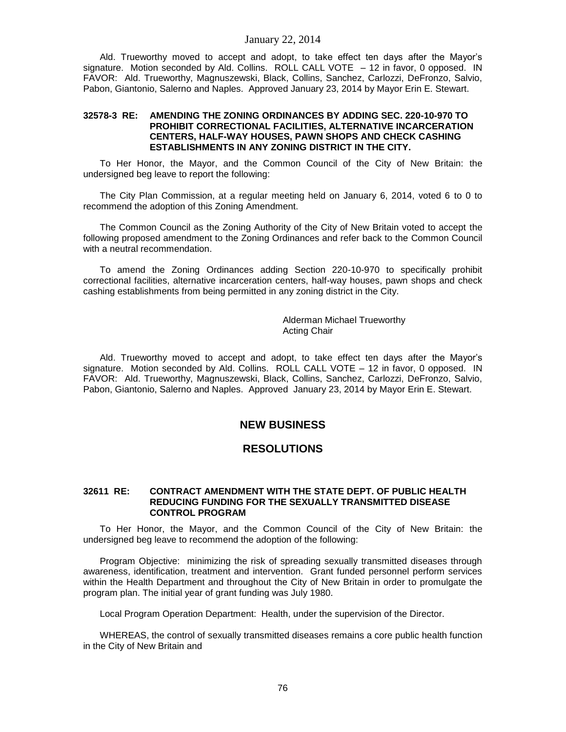Ald. Trueworthy moved to accept and adopt, to take effect ten days after the Mayor's signature. Motion seconded by Ald. Collins. ROLL CALL VOTE – 12 in favor, 0 opposed. IN FAVOR: Ald. Trueworthy, Magnuszewski, Black, Collins, Sanchez, Carlozzi, DeFronzo, Salvio, Pabon, Giantonio, Salerno and Naples. Approved January 23, 2014 by Mayor Erin E. Stewart.

**32578-3 RE: AMENDING THE ZONING ORDINANCES BY ADDING SEC. 220-10-970 TO PROHIBIT CORRECTIONAL FACILITIES, ALTERNATIVE INCARCERATION CENTERS, HALF-WAY HOUSES, PAWN SHOPS AND CHECK CASHING ESTABLISHMENTS IN ANY ZONING DISTRICT IN THE CITY.**

To Her Honor, the Mayor, and the Common Council of the City of New Britain: the undersigned beg leave to report the following:

The City Plan Commission, at a regular meeting held on January 6, 2014, voted 6 to 0 to recommend the adoption of this Zoning Amendment.

The Common Council as the Zoning Authority of the City of New Britain voted to accept the following proposed amendment to the Zoning Ordinances and refer back to the Common Council with a neutral recommendation.

To amend the Zoning Ordinances adding Section 220-10-970 to specifically prohibit correctional facilities, alternative incarceration centers, half-way houses, pawn shops and check cashing establishments from being permitted in any zoning district in the City.

Alderman Michael Trueworthy
Acting Chair

Ald. Trueworthy moved to accept and adopt, to take effect ten days after the Mayor's signature. Motion seconded by Ald. Collins. ROLL CALL VOTE – 12 in favor, 0 opposed. IN FAVOR: Ald. Trueworthy, Magnuszewski, Black, Collins, Sanchez, Carlozzi, DeFronzo, Salvio, Pabon, Giantonio, Salerno and Naples. Approved January 23, 2014 by Mayor Erin E. Stewart.

## NEW BUSINESS

## RESOLUTIONS

**32611 RE: CONTRACT AMENDMENT WITH THE STATE DEPT. OF PUBLIC HEALTH REDUCING FUNDING FOR THE SEXUALLY TRANSMITTED DISEASE CONTROL PROGRAM**

To Her Honor, the Mayor, and the Common Council of the City of New Britain: the undersigned beg leave to recommend the adoption of the following:

Program Objective: minimizing the risk of spreading sexually transmitted diseases through awareness, identification, treatment and intervention. Grant funded personnel perform services within the Health Department and throughout the City of New Britain in order to promulgate the program plan. The initial year of grant funding was July 1980.

Local Program Operation Department: Health, under the supervision of the Director.

WHEREAS, the control of sexually transmitted diseases remains a core public health function in the City of New Britain and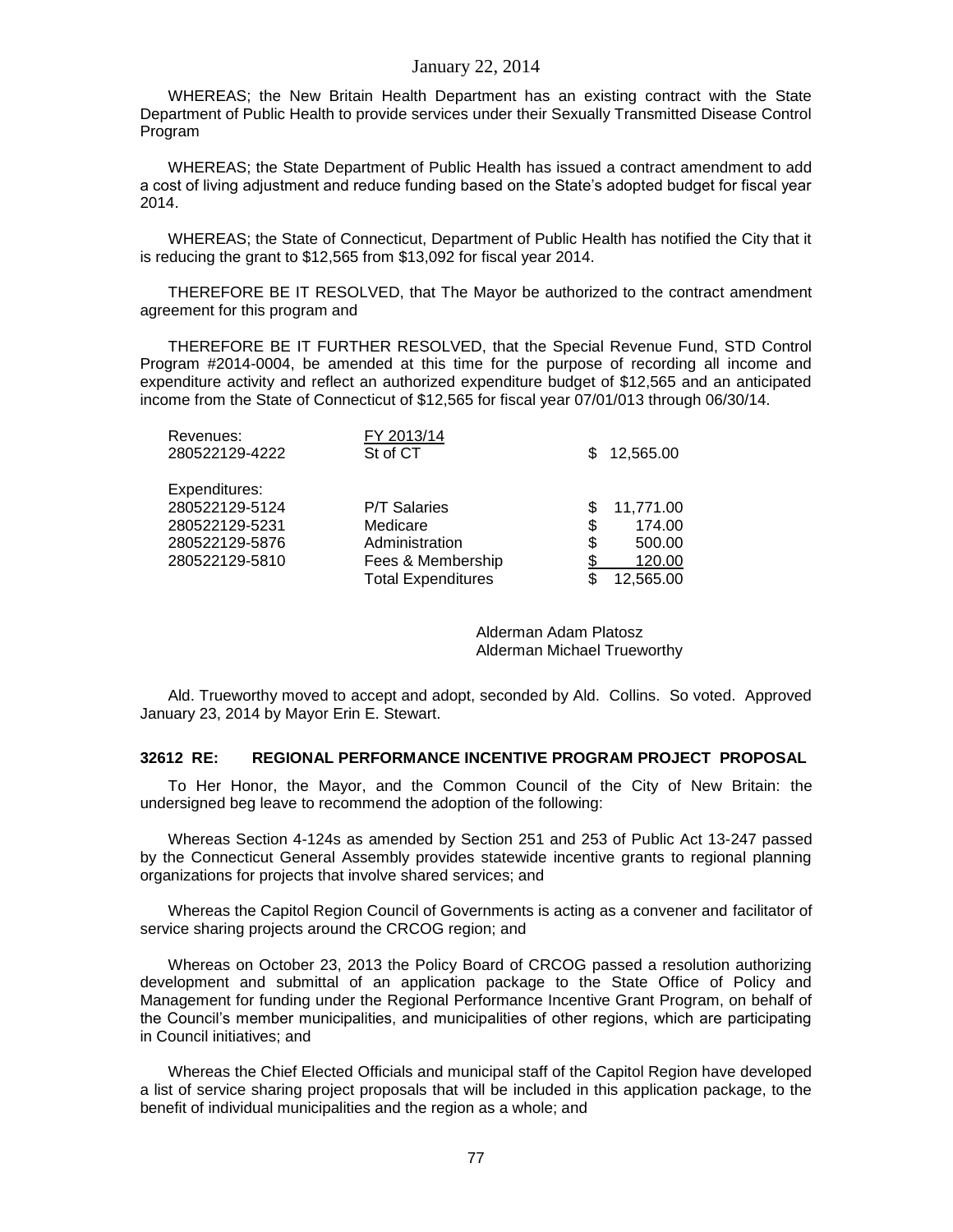WHEREAS; the New Britain Health Department has an existing contract with the State Department of Public Health to provide services under their Sexually Transmitted Disease Control Program

WHEREAS; the State Department of Public Health has issued a contract amendment to add a cost of living adjustment and reduce funding based on the State's adopted budget for fiscal year 2014.

WHEREAS; the State of Connecticut, Department of Public Health has notified the City that it is reducing the grant to $12,565 from $13,092 for fiscal year 2014.

THEREFORE BE IT RESOLVED, that The Mayor be authorized to the contract amendment agreement for this program and

THEREFORE BE IT FURTHER RESOLVED, that the Special Revenue Fund, STD Control Program #2014-0004, be amended at this time for the purpose of recording all income and expenditure activity and reflect an authorized expenditure budget of $12,565 and an anticipated income from the State of Connecticut of $12,565 for fiscal year 07/01/013 through 06/30/14.

| Revenues: | FY 2013/14 | |
|---|---|---|
| 280522129-4222 | St of CT | $ 12,565.00 |
| Expenditures: | | |
| 280522129-5124 | P/T Salaries | $ 11,771.00 |
| 280522129-5231 | Medicare | $ 174.00 |
| 280522129-5876 | Administration | $ 500.00 |
| 280522129-5810 | Fees & Membership | $ 120.00 |
| | Total Expenditures | $ 12,565.00 |

Alderman Adam Platosz
Alderman Michael Trueworthy

Ald. Trueworthy moved to accept and adopt, seconded by Ald. Collins. So voted. Approved January 23, 2014 by Mayor Erin E. Stewart.

**32612 RE: REGIONAL PERFORMANCE INCENTIVE PROGRAM PROJECT PROPOSAL**

To Her Honor, the Mayor, and the Common Council of the City of New Britain: the undersigned beg leave to recommend the adoption of the following:

Whereas Section 4-124s as amended by Section 251 and 253 of Public Act 13-247 passed by the Connecticut General Assembly provides statewide incentive grants to regional planning organizations for projects that involve shared services; and

Whereas the Capitol Region Council of Governments is acting as a convener and facilitator of service sharing projects around the CRCOG region; and

Whereas on October 23, 2013 the Policy Board of CRCOG passed a resolution authorizing development and submittal of an application package to the State Office of Policy and Management for funding under the Regional Performance Incentive Grant Program, on behalf of the Council's member municipalities, and municipalities of other regions, which are participating in Council initiatives; and

Whereas the Chief Elected Officials and municipal staff of the Capitol Region have developed a list of service sharing project proposals that will be included in this application package, to the benefit of individual municipalities and the region as a whole; and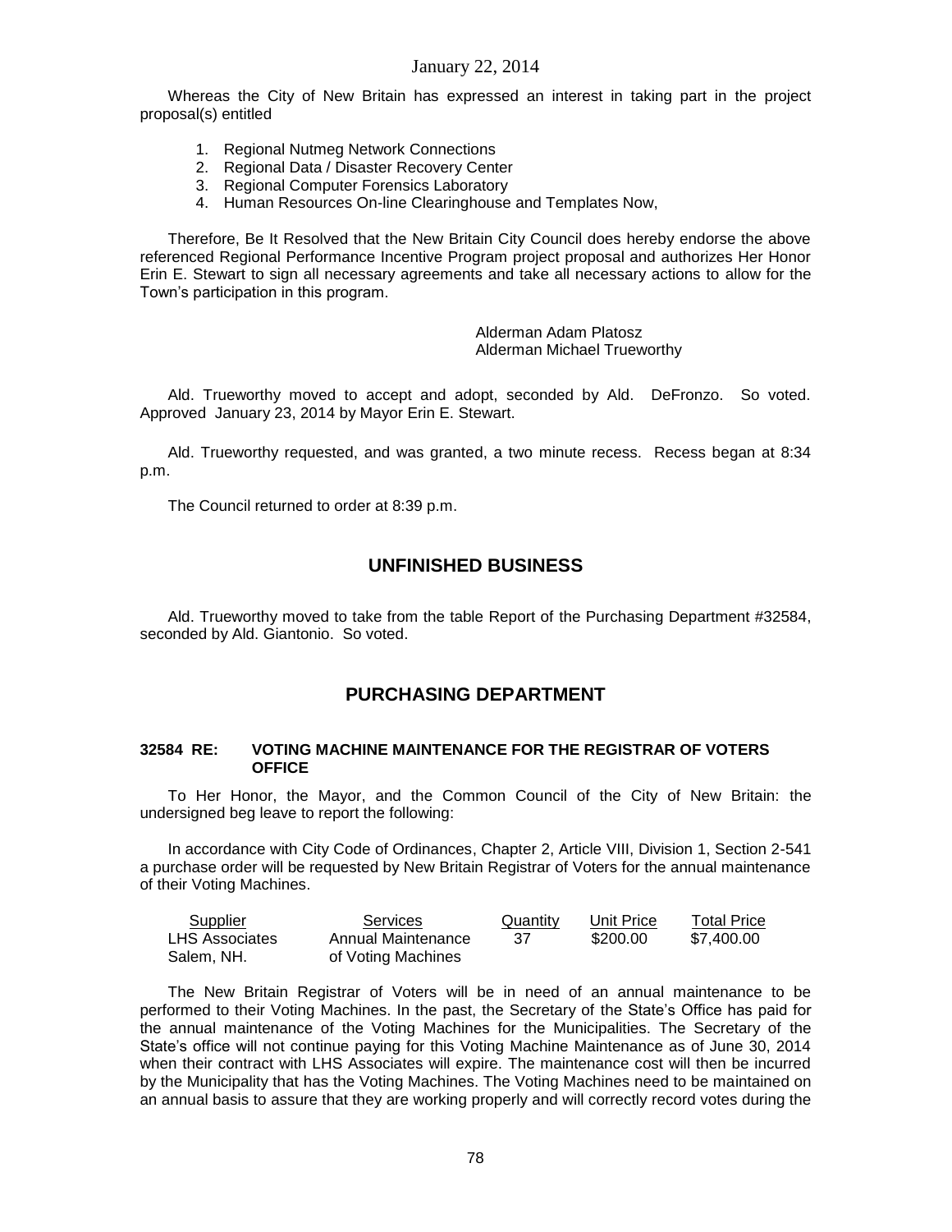Whereas the City of New Britain has expressed an interest in taking part in the project proposal(s) entitled

1. Regional Nutmeg Network Connections
2. Regional Data / Disaster Recovery Center
3. Regional Computer Forensics Laboratory
4. Human Resources On-line Clearinghouse and Templates Now,

Therefore, Be It Resolved that the New Britain City Council does hereby endorse the above referenced Regional Performance Incentive Program project proposal and authorizes Her Honor Erin E. Stewart to sign all necessary agreements and take all necessary actions to allow for the Town's participation in this program.

Alderman Adam Platosz
Alderman Michael Trueworthy

Ald. Trueworthy moved to accept and adopt, seconded by Ald. DeFronzo. So voted. Approved January 23, 2014 by Mayor Erin E. Stewart.

Ald. Trueworthy requested, and was granted, a two minute recess. Recess began at 8:34 p.m.

The Council returned to order at 8:39 p.m.

## UNFINISHED BUSINESS

Ald. Trueworthy moved to take from the table Report of the Purchasing Department #32584, seconded by Ald. Giantonio. So voted.

## PURCHASING DEPARTMENT

**32584 RE: VOTING MACHINE MAINTENANCE FOR THE REGISTRAR OF VOTERS OFFICE**

To Her Honor, the Mayor, and the Common Council of the City of New Britain: the undersigned beg leave to report the following:

In accordance with City Code of Ordinances, Chapter 2, Article VIII, Division 1, Section 2-541 a purchase order will be requested by New Britain Registrar of Voters for the annual maintenance of their Voting Machines.

| Supplier | Services | Quantity | Unit Price | Total Price |
|---|---|---|---|---|
| LHS Associates Salem, NH. | Annual Maintenance of Voting Machines | 37 | $200.00 | $7,400.00 |

The New Britain Registrar of Voters will be in need of an annual maintenance to be performed to their Voting Machines. In the past, the Secretary of the State's Office has paid for the annual maintenance of the Voting Machines for the Municipalities. The Secretary of the State's office will not continue paying for this Voting Machine Maintenance as of June 30, 2014 when their contract with LHS Associates will expire. The maintenance cost will then be incurred by the Municipality that has the Voting Machines. The Voting Machines need to be maintained on an annual basis to assure that they are working properly and will correctly record votes during the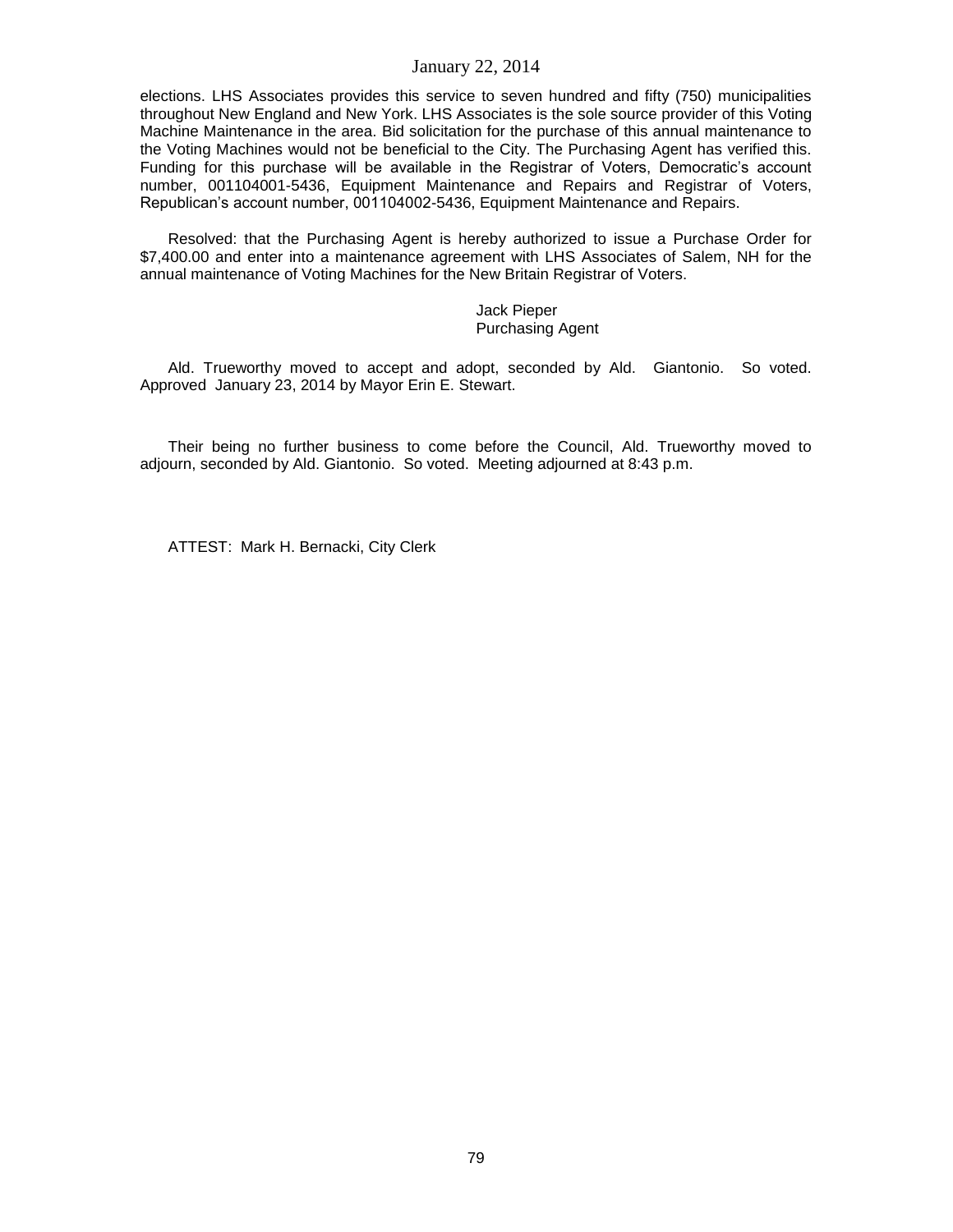elections. LHS Associates provides this service to seven hundred and fifty (750) municipalities throughout New England and New York. LHS Associates is the sole source provider of this Voting Machine Maintenance in the area. Bid solicitation for the purchase of this annual maintenance to the Voting Machines would not be beneficial to the City. The Purchasing Agent has verified this. Funding for this purchase will be available in the Registrar of Voters, Democratic's account number, 001104001-5436, Equipment Maintenance and Repairs and Registrar of Voters, Republican's account number, 001104002-5436, Equipment Maintenance and Repairs.

Resolved: that the Purchasing Agent is hereby authorized to issue a Purchase Order for $7,400.00 and enter into a maintenance agreement with LHS Associates of Salem, NH for the annual maintenance of Voting Machines for the New Britain Registrar of Voters.

Jack Pieper
Purchasing Agent

Ald. Trueworthy moved to accept and adopt, seconded by Ald. Giantonio. So voted. Approved January 23, 2014 by Mayor Erin E. Stewart.

Their being no further business to come before the Council, Ald. Trueworthy moved to adjourn, seconded by Ald. Giantonio. So voted. Meeting adjourned at 8:43 p.m.

ATTEST: Mark H. Bernacki, City Clerk